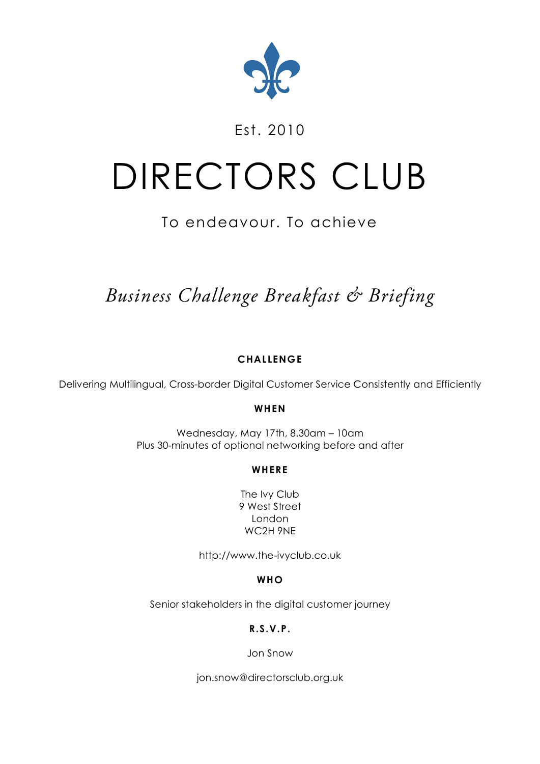Est. 2010

# DIRECTORS CLUB

To endeavour. To achieve

## *Business Challenge Breakfast & Briefing*

**CHALLENGE**

Delivering Multilingual, Cross-border Digital Customer Service Consistently and Efficiently

**WHEN**

Wednesday, May 17th, 8.30am – 10am
Plus 30-minutes of optional networking before and after

**WHERE**

The Ivy Club
9 West Street
London
WC2H 9NE

http://www.the-ivyclub.co.uk

**WHO**

Senior stakeholders in the digital customer journey

**R.S.V.P.**

Jon Snow

jon.snow@directorsclub.org.uk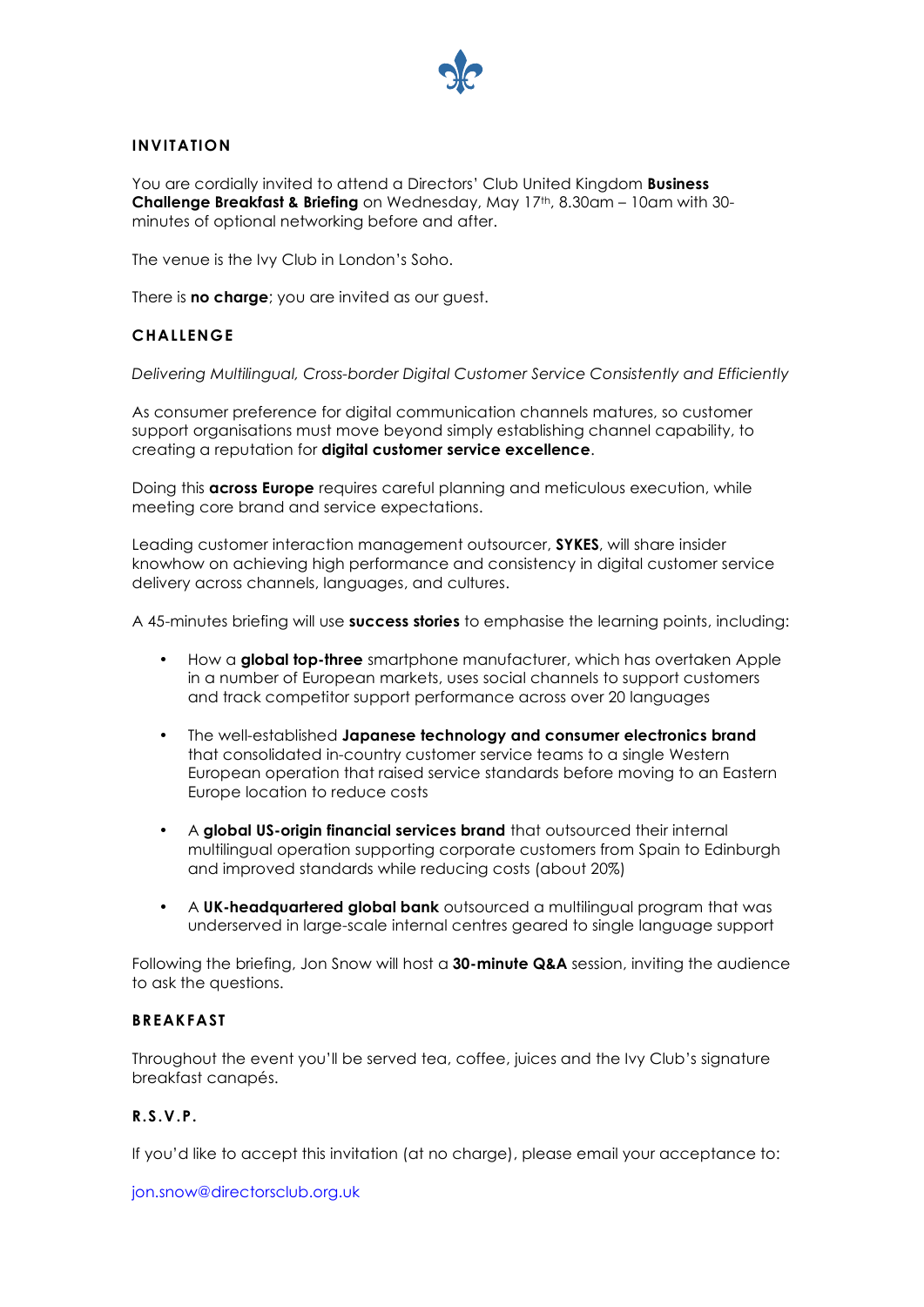## INVITATION

You are cordially invited to attend a Directors' Club United Kingdom **Business Challenge Breakfast & Briefing** on Wednesday, May 17th, 8.30am – 10am with 30-minutes of optional networking before and after.

The venue is the Ivy Club in London's Soho.

There is **no charge**; you are invited as our guest.

## CHALLENGE

*Delivering Multilingual, Cross-border Digital Customer Service Consistently and Efficiently*

As consumer preference for digital communication channels matures, so customer support organisations must move beyond simply establishing channel capability, to creating a reputation for **digital customer service excellence**.

Doing this **across Europe** requires careful planning and meticulous execution, while meeting core brand and service expectations.

Leading customer interaction management outsourcer, **SYKES**, will share insider knowhow on achieving high performance and consistency in digital customer service delivery across channels, languages, and cultures.

A 45-minutes briefing will use **success stories** to emphasise the learning points, including:

- How a **global top-three** smartphone manufacturer, which has overtaken Apple in a number of European markets, uses social channels to support customers and track competitor support performance across over 20 languages
- The well-established **Japanese technology and consumer electronics brand** that consolidated in-country customer service teams to a single Western European operation that raised service standards before moving to an Eastern Europe location to reduce costs
- A **global US-origin financial services brand** that outsourced their internal multilingual operation supporting corporate customers from Spain to Edinburgh and improved standards while reducing costs (about 20%)
- A **UK-headquartered global bank** outsourced a multilingual program that was underserved in large-scale internal centres geared to single language support

Following the briefing, Jon Snow will host a **30-minute Q&A** session, inviting the audience to ask the questions.

## BREAKFAST

Throughout the event you'll be served tea, coffee, juices and the Ivy Club's signature breakfast canapés.

## R.S.V.P.

If you'd like to accept this invitation (at no charge), please email your acceptance to:

jon.snow@directorsclub.org.uk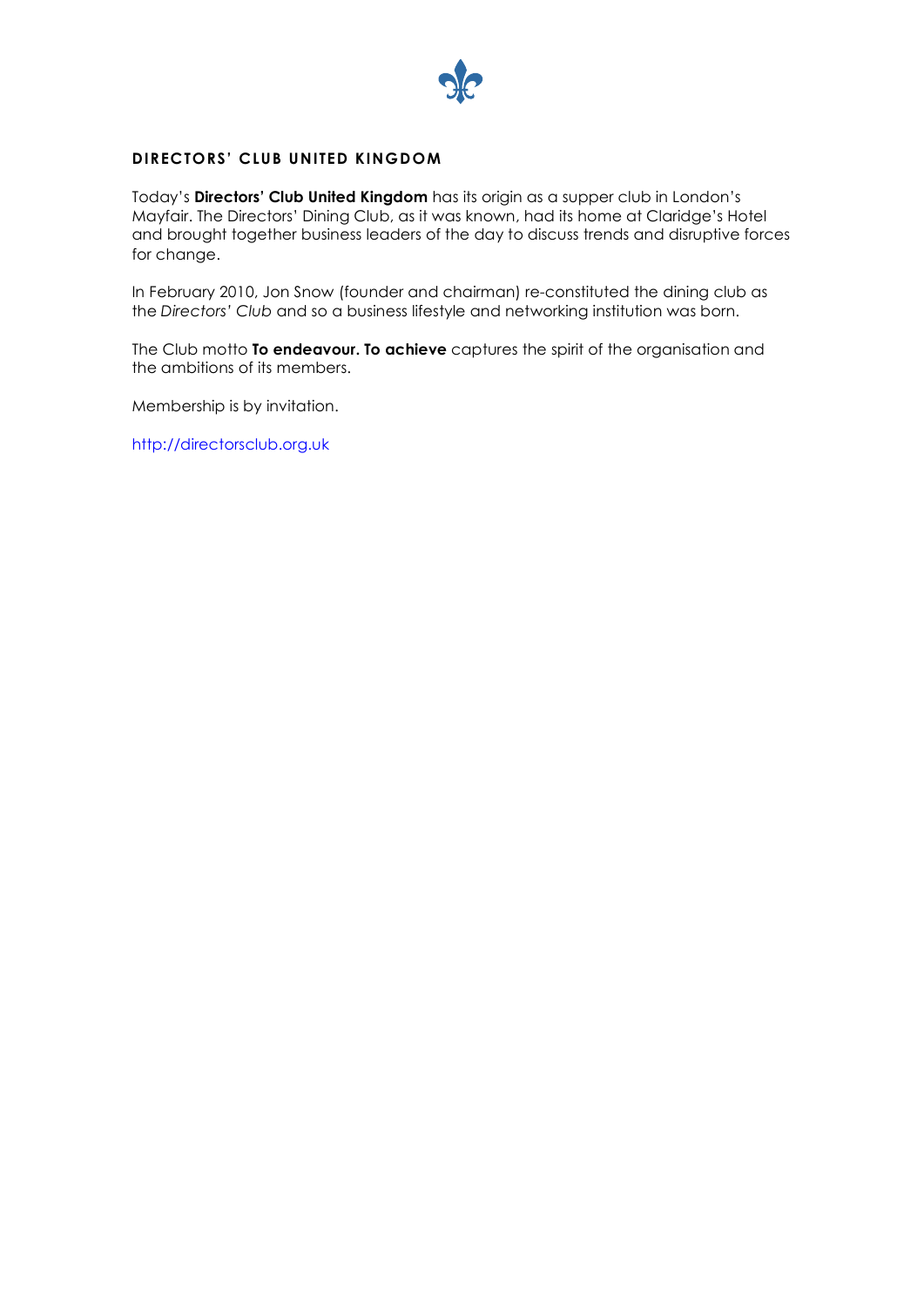## DIRECTORS' CLUB UNITED KINGDOM

Today's **Directors' Club United Kingdom** has its origin as a supper club in London's Mayfair. The Directors' Dining Club, as it was known, had its home at Claridge's Hotel and brought together business leaders of the day to discuss trends and disruptive forces for change.

In February 2010, Jon Snow (founder and chairman) re-constituted the dining club as the *Directors' Club* and so a business lifestyle and networking institution was born.

The Club motto **To endeavour. To achieve** captures the spirit of the organisation and the ambitions of its members.

Membership is by invitation.

http://directorsclub.org.uk